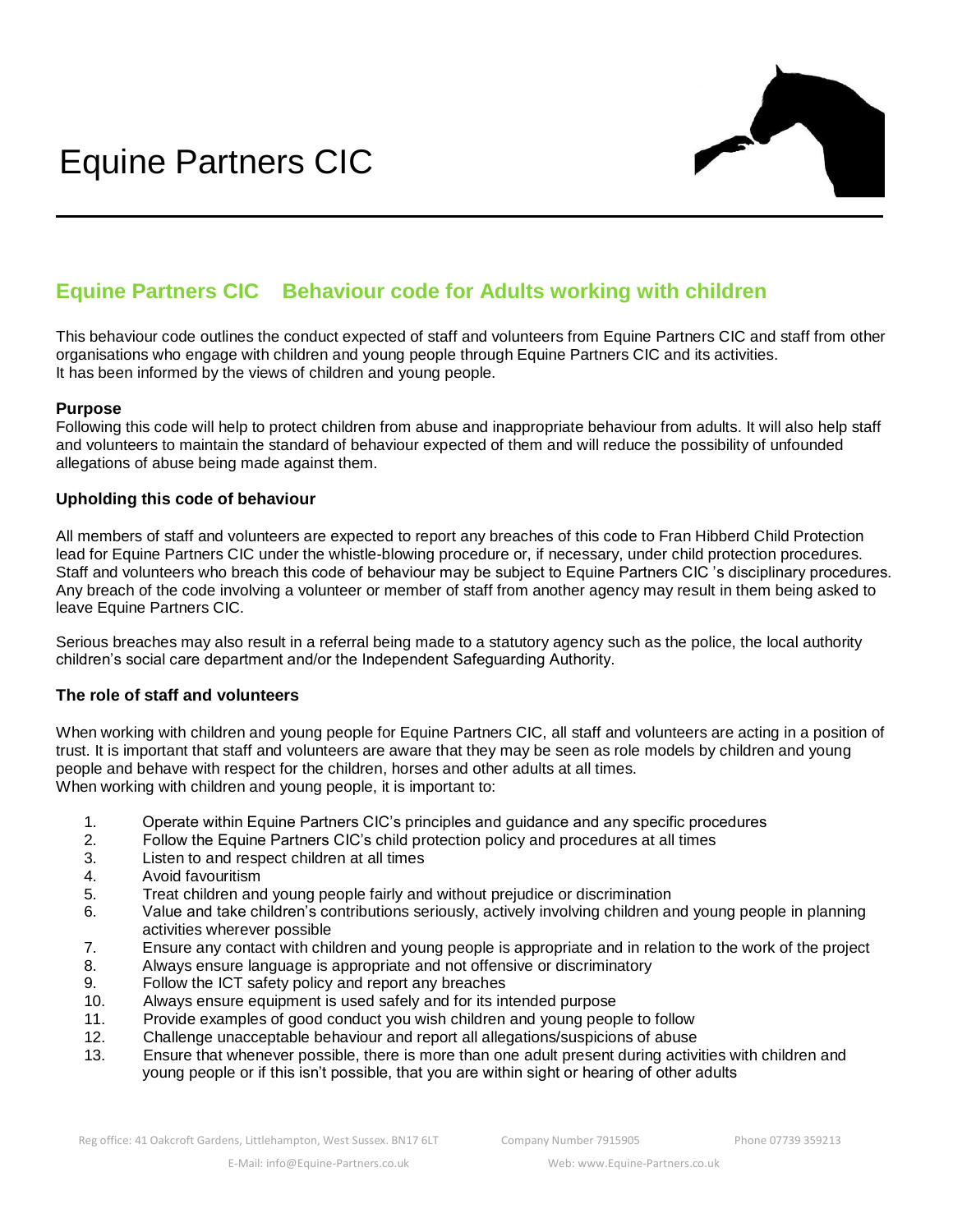# Equine Partners CIC

## Equine Partners CIC Behaviour code for Adults working with children

This behaviour code outlines the conduct expected of staff and volunteers from Equine Partners CIC and staff from other organisations who engage with children and young people through Equine Partners CIC and its activities.
It has been informed by the views of children and young people.

### Purpose

Following this code will help to protect children from abuse and inappropriate behaviour from adults. It will also help staff and volunteers to maintain the standard of behaviour expected of them and will reduce the possibility of unfounded allegations of abuse being made against them.

### Upholding this code of behaviour

All members of staff and volunteers are expected to report any breaches of this code to Fran Hibberd Child Protection lead for Equine Partners CIC under the whistle-blowing procedure or, if necessary, under child protection procedures. Staff and volunteers who breach this code of behaviour may be subject to Equine Partners CIC 's disciplinary procedures. Any breach of the code involving a volunteer or member of staff from another agency may result in them being asked to leave Equine Partners CIC.

Serious breaches may also result in a referral being made to a statutory agency such as the police, the local authority children's social care department and/or the Independent Safeguarding Authority.

### The role of staff and volunteers

When working with children and young people for Equine Partners CIC, all staff and volunteers are acting in a position of trust. It is important that staff and volunteers are aware that they may be seen as role models by children and young people and behave with respect for the children, horses and other adults at all times.
When working with children and young people, it is important to:

1. Operate within Equine Partners CIC's principles and guidance and any specific procedures
2. Follow the Equine Partners CIC's child protection policy and procedures at all times
3. Listen to and respect children at all times
4. Avoid favouritism
5. Treat children and young people fairly and without prejudice or discrimination
6. Value and take children's contributions seriously, actively involving children and young people in planning activities wherever possible
7. Ensure any contact with children and young people is appropriate and in relation to the work of the project
8. Always ensure language is appropriate and not offensive or discriminatory
9. Follow the ICT safety policy and report any breaches
10. Always ensure equipment is used safely and for its intended purpose
11. Provide examples of good conduct you wish children and young people to follow
12. Challenge unacceptable behaviour and report all allegations/suspicions of abuse
13. Ensure that whenever possible, there is more than one adult present during activities with children and young people or if this isn't possible, that you are within sight or hearing of other adults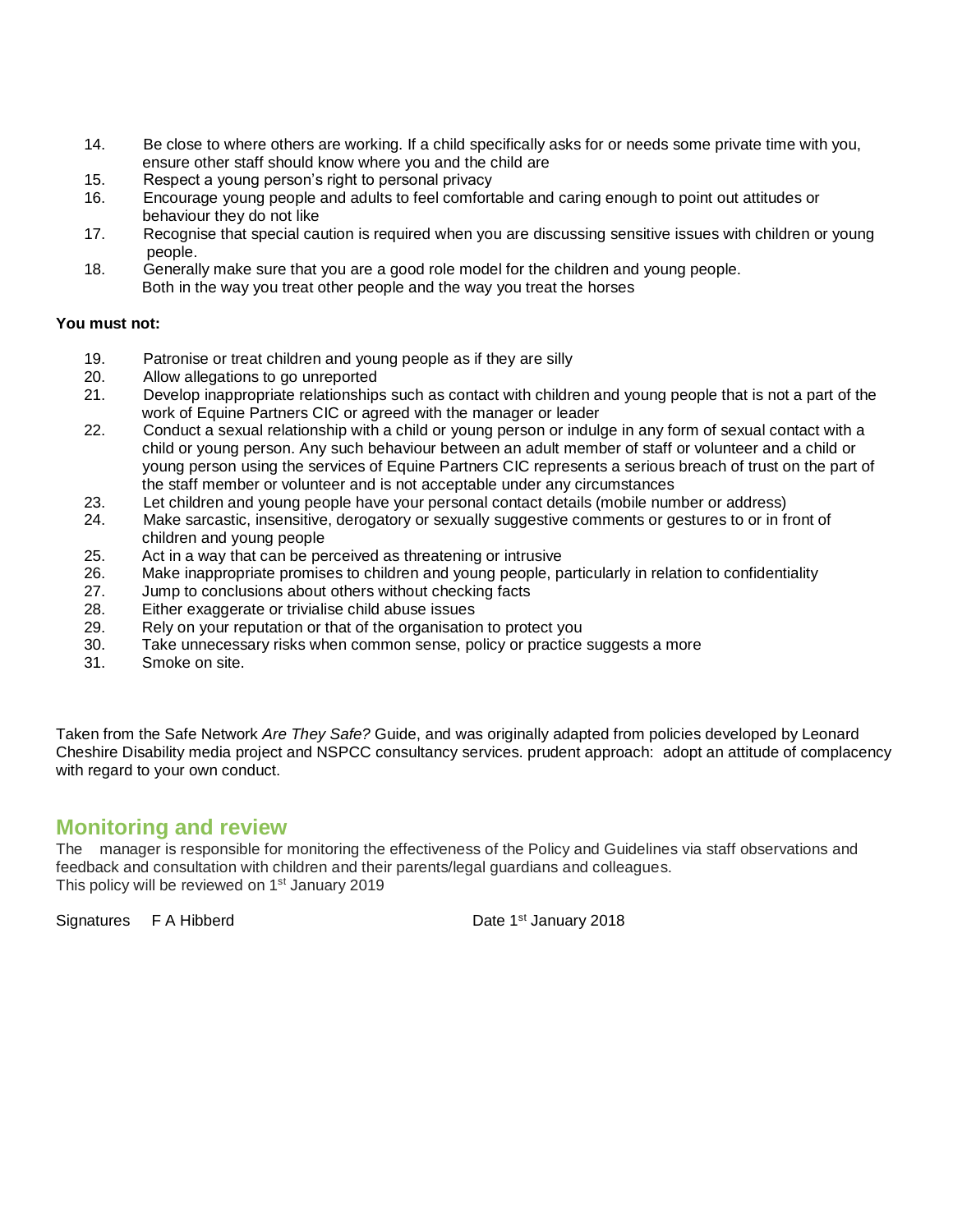14. Be close to where others are working. If a child specifically asks for or needs some private time with you, ensure other staff should know where you and the child are
15. Respect a young person's right to personal privacy
16. Encourage young people and adults to feel comfortable and caring enough to point out attitudes or behaviour they do not like
17. Recognise that special caution is required when you are discussing sensitive issues with children or young people.
18. Generally make sure that you are a good role model for the children and young people. Both in the way you treat other people and the way you treat the horses

**You must not:**

19. Patronise or treat children and young people as if they are silly
20. Allow allegations to go unreported
21. Develop inappropriate relationships such as contact with children and young people that is not a part of the work of Equine Partners CIC or agreed with the manager or leader
22. Conduct a sexual relationship with a child or young person or indulge in any form of sexual contact with a child or young person. Any such behaviour between an adult member of staff or volunteer and a child or young person using the services of Equine Partners CIC represents a serious breach of trust on the part of the staff member or volunteer and is not acceptable under any circumstances
23. Let children and young people have your personal contact details (mobile number or address)
24. Make sarcastic, insensitive, derogatory or sexually suggestive comments or gestures to or in front of children and young people
25. Act in a way that can be perceived as threatening or intrusive
26. Make inappropriate promises to children and young people, particularly in relation to confidentiality
27. Jump to conclusions about others without checking facts
28. Either exaggerate or trivialise child abuse issues
29. Rely on your reputation or that of the organisation to protect you
30. Take unnecessary risks when common sense, policy or practice suggests a more
31. Smoke on site.

Taken from the Safe Network *Are They Safe?* Guide, and was originally adapted from policies developed by Leonard Cheshire Disability media project and NSPCC consultancy services. prudent approach: adopt an attitude of complacency with regard to your own conduct.

## Monitoring and review

The manager is responsible for monitoring the effectiveness of the Policy and Guidelines via staff observations and feedback and consultation with children and their parents/legal guardians and colleagues.
This policy will be reviewed on 1st January 2019

Signatures F A Hibberd Date 1st January 2018